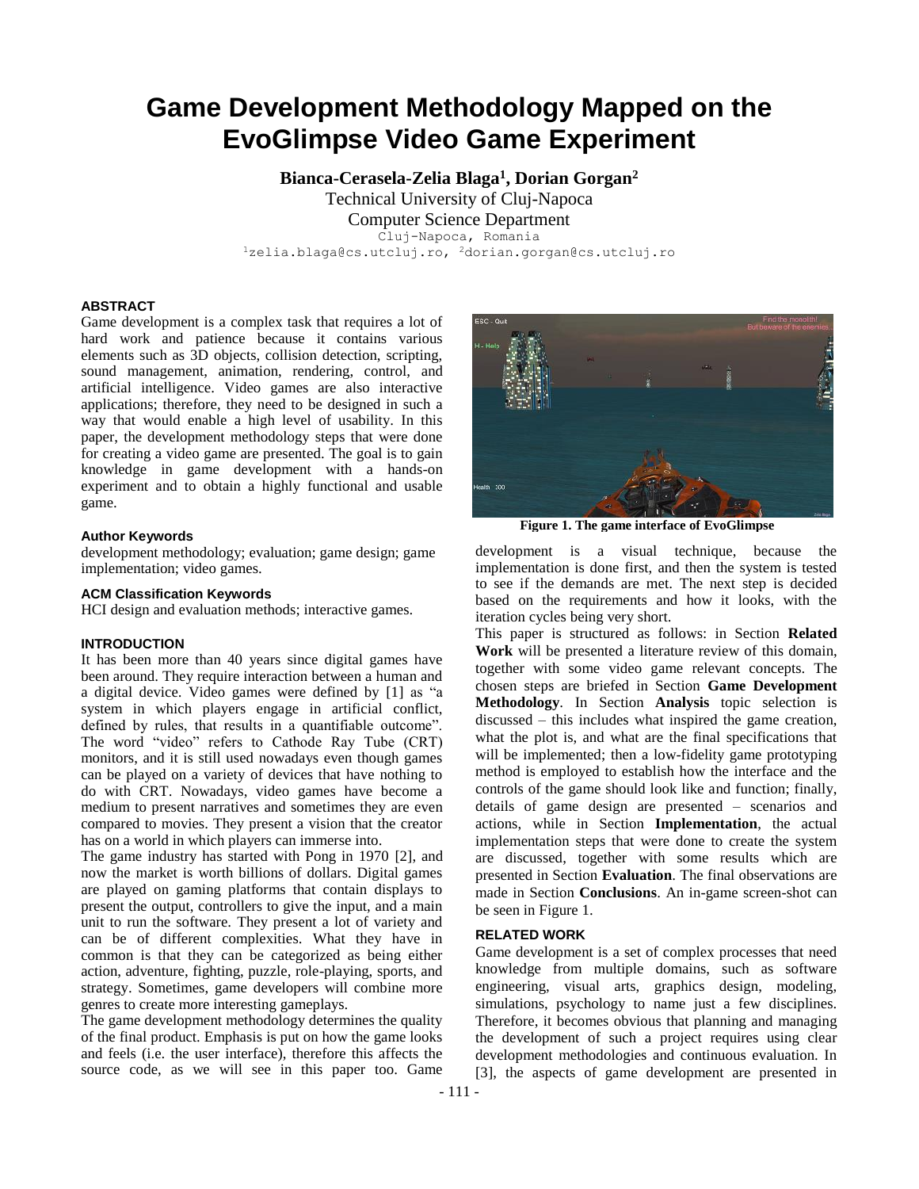# Game Development Methodology Mapped on the EvoGlimpse Video Game Experiment

**Bianca-Cerasela-Zelia Blaga[1], Dorian Gorgan[2]**

Technical University of Cluj-Napoca

Computer Science Department

Cluj-Napoca, Romania

[1]zelia.blaga@cs.utcluj.ro, [2]dorian.gorgan@cs.utcluj.ro

### ABSTRACT

Game development is a complex task that requires a lot of hard work and patience because it contains various elements such as 3D objects, collision detection, scripting, sound management, animation, rendering, control, and artificial intelligence. Video games are also interactive applications; therefore, they need to be designed in such a way that would enable a high level of usability. In this paper, the development methodology steps that were done for creating a video game are presented. The goal is to gain knowledge in game development with a hands-on experiment and to obtain a highly functional and usable game.

#### Author Keywords

development methodology; evaluation; game design; game implementation; video games.

#### ACM Classification Keywords

HCI design and evaluation methods; interactive games.

### INTRODUCTION

It has been more than 40 years since digital games have been around. They require interaction between a human and a digital device. Video games were defined by [1] as "a system in which players engage in artificial conflict, defined by rules, that results in a quantifiable outcome". The word "video" refers to Cathode Ray Tube (CRT) monitors, and it is still used nowadays even though games can be played on a variety of devices that have nothing to do with CRT. Nowadays, video games have become a medium to present narratives and sometimes they are even compared to movies. They present a vision that the creator has on a world in which players can immerse into.

The game industry has started with Pong in 1970 [2], and now the market is worth billions of dollars. Digital games are played on gaming platforms that contain displays to present the output, controllers to give the input, and a main unit to run the software. They present a lot of variety and can be of different complexities. What they have in common is that they can be categorized as being either action, adventure, fighting, puzzle, role-playing, sports, and strategy. Sometimes, game developers will combine more genres to create more interesting gameplays.

The game development methodology determines the quality of the final product. Emphasis is put on how the game looks and feels (i.e. the user interface), therefore this affects the source code, as we will see in this paper too. Game development is a visual technique, because the implementation is done first, and then the system is tested to see if the demands are met. The next step is decided based on the requirements and how it looks, with the iteration cycles being very short.

Figure 1. The game interface of EvoGlimpse

This paper is structured as follows: in Section **Related Work** will be presented a literature review of this domain, together with some video game relevant concepts. The chosen steps are briefed in Section **Game Development Methodology**. In Section **Analysis** topic selection is discussed – this includes what inspired the game creation, what the plot is, and what are the final specifications that will be implemented; then a low-fidelity game prototyping method is employed to establish how the interface and the controls of the game should look like and function; finally, details of game design are presented – scenarios and actions, while in Section **Implementation**, the actual implementation steps that were done to create the system are discussed, together with some results which are presented in Section **Evaluation**. The final observations are made in Section **Conclusions**. An in-game screen-shot can be seen in Figure 1.

### RELATED WORK

Game development is a set of complex processes that need knowledge from multiple domains, such as software engineering, visual arts, graphics design, modeling, simulations, psychology to name just a few disciplines. Therefore, it becomes obvious that planning and managing the development of such a project requires using clear development methodologies and continuous evaluation. In [3], the aspects of game development are presented in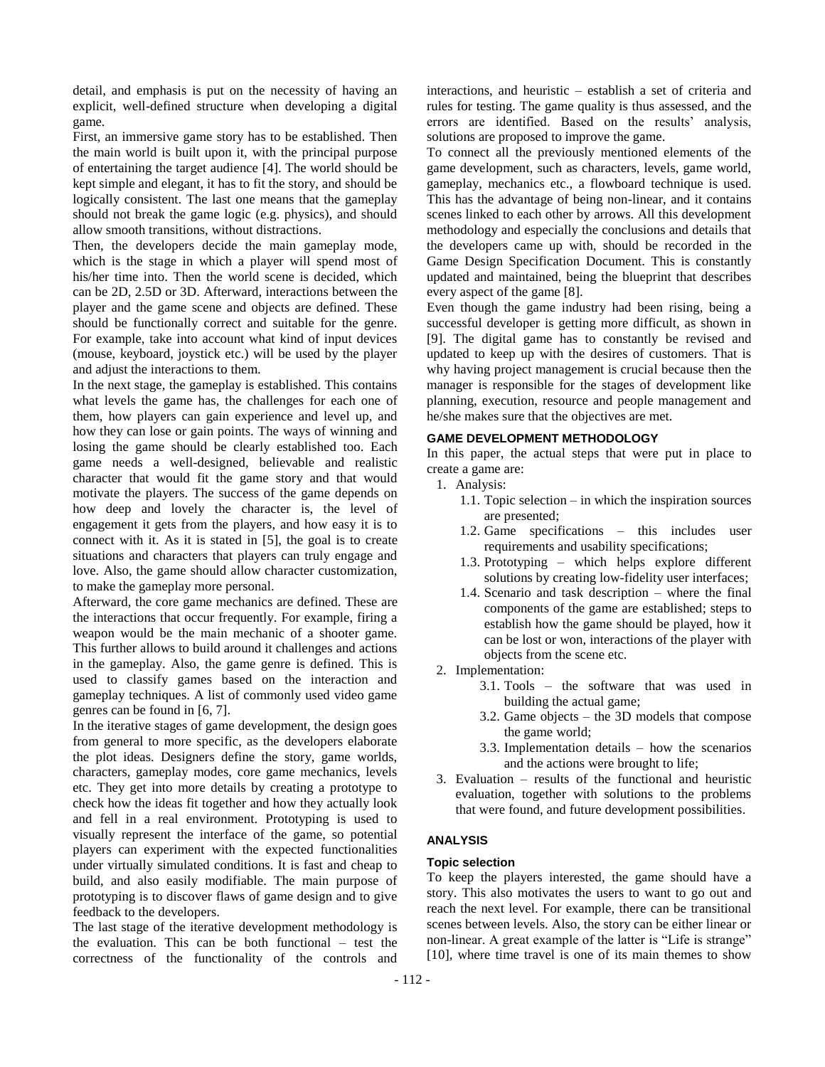detail, and emphasis is put on the necessity of having an explicit, well-defined structure when developing a digital game.

First, an immersive game story has to be established. Then the main world is built upon it, with the principal purpose of entertaining the target audience [4]. The world should be kept simple and elegant, it has to fit the story, and should be logically consistent. The last one means that the gameplay should not break the game logic (e.g. physics), and should allow smooth transitions, without distractions.

Then, the developers decide the main gameplay mode, which is the stage in which a player will spend most of his/her time into. Then the world scene is decided, which can be 2D, 2.5D or 3D. Afterward, interactions between the player and the game scene and objects are defined. These should be functionally correct and suitable for the genre. For example, take into account what kind of input devices (mouse, keyboard, joystick etc.) will be used by the player and adjust the interactions to them.

In the next stage, the gameplay is established. This contains what levels the game has, the challenges for each one of them, how players can gain experience and level up, and how they can lose or gain points. The ways of winning and losing the game should be clearly established too. Each game needs a well-designed, believable and realistic character that would fit the game story and that would motivate the players. The success of the game depends on how deep and lovely the character is, the level of engagement it gets from the players, and how easy it is to connect with it. As it is stated in [5], the goal is to create situations and characters that players can truly engage and love. Also, the game should allow character customization, to make the gameplay more personal.

Afterward, the core game mechanics are defined. These are the interactions that occur frequently. For example, firing a weapon would be the main mechanic of a shooter game. This further allows to build around it challenges and actions in the gameplay. Also, the game genre is defined. This is used to classify games based on the interaction and gameplay techniques. A list of commonly used video game genres can be found in [6, 7].

In the iterative stages of game development, the design goes from general to more specific, as the developers elaborate the plot ideas. Designers define the story, game worlds, characters, gameplay modes, core game mechanics, levels etc. They get into more details by creating a prototype to check how the ideas fit together and how they actually look and fell in a real environment. Prototyping is used to visually represent the interface of the game, so potential players can experiment with the expected functionalities under virtually simulated conditions. It is fast and cheap to build, and also easily modifiable. The main purpose of prototyping is to discover flaws of game design and to give feedback to the developers.

The last stage of the iterative development methodology is the evaluation. This can be both functional – test the correctness of the functionality of the controls and interactions, and heuristic – establish a set of criteria and rules for testing. The game quality is thus assessed, and the errors are identified. Based on the results' analysis, solutions are proposed to improve the game.

To connect all the previously mentioned elements of the game development, such as characters, levels, game world, gameplay, mechanics etc., a flowboard technique is used. This has the advantage of being non-linear, and it contains scenes linked to each other by arrows. All this development methodology and especially the conclusions and details that the developers came up with, should be recorded in the Game Design Specification Document. This is constantly updated and maintained, being the blueprint that describes every aspect of the game [8].

Even though the game industry had been rising, being a successful developer is getting more difficult, as shown in [9]. The digital game has to constantly be revised and updated to keep up with the desires of customers. That is why having project management is crucial because then the manager is responsible for the stages of development like planning, execution, resource and people management and he/she makes sure that the objectives are met.

## GAME DEVELOPMENT METHODOLOGY

In this paper, the actual steps that were put in place to create a game are:

1. Analysis:
   - 1.1. Topic selection – in which the inspiration sources are presented;
   - 1.2. Game specifications – this includes user requirements and usability specifications;
   - 1.3. Prototyping – which helps explore different solutions by creating low-fidelity user interfaces;
   - 1.4. Scenario and task description – where the final components of the game are established; steps to establish how the game should be played, how it can be lost or won, interactions of the player with objects from the scene etc.
2. Implementation:
   - 3.1. Tools – the software that was used in building the actual game;
   - 3.2. Game objects – the 3D models that compose the game world;
   - 3.3. Implementation details – how the scenarios and the actions were brought to life;
3. Evaluation – results of the functional and heuristic evaluation, together with solutions to the problems that were found, and future development possibilities.

## ANALYSIS

### Topic selection

To keep the players interested, the game should have a story. This also motivates the users to want to go out and reach the next level. For example, there can be transitional scenes between levels. Also, the story can be either linear or non-linear. A great example of the latter is "Life is strange" [10], where time travel is one of its main themes to show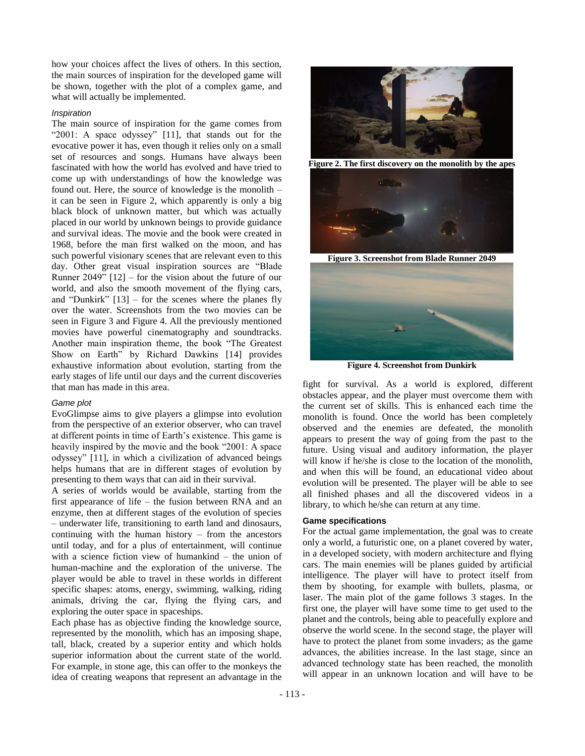how your choices affect the lives of others. In this section, the main sources of inspiration for the developed game will be shown, together with the plot of a complex game, and what will actually be implemented.

*Inspiration*

The main source of inspiration for the game comes from "2001: A space odyssey" [11], that stands out for the evocative power it has, even though it relies only on a small set of resources and songs. Humans have always been fascinated with how the world has evolved and have tried to come up with understandings of how the knowledge was found out. Here, the source of knowledge is the monolith – it can be seen in Figure 2, which apparently is only a big black block of unknown matter, but which was actually placed in our world by unknown beings to provide guidance and survival ideas. The movie and the book were created in 1968, before the man first walked on the moon, and has such powerful visionary scenes that are relevant even to this day. Other great visual inspiration sources are "Blade Runner 2049" [12] – for the vision about the future of our world, and also the smooth movement of the flying cars, and "Dunkirk" [13] – for the scenes where the planes fly over the water. Screenshots from the two movies can be seen in Figure 3 and Figure 4. All the previously mentioned movies have powerful cinematography and soundtracks. Another main inspiration theme, the book "The Greatest Show on Earth" by Richard Dawkins [14] provides exhaustive information about evolution, starting from the early stages of life until our days and the current discoveries that man has made in this area.

*Game plot*

EvoGlimpse aims to give players a glimpse into evolution from the perspective of an exterior observer, who can travel at different points in time of Earth's existence. This game is heavily inspired by the movie and the book "2001: A space odyssey" [11], in which a civilization of advanced beings helps humans that are in different stages of evolution by presenting to them ways that can aid in their survival.

A series of worlds would be available, starting from the first appearance of life – the fusion between RNA and an enzyme, then at different stages of the evolution of species – underwater life, transitioning to earth land and dinosaurs, continuing with the human history – from the ancestors until today, and for a plus of entertainment, will continue with a science fiction view of humankind – the union of human-machine and the exploration of the universe. The player would be able to travel in these worlds in different specific shapes: atoms, energy, swimming, walking, riding animals, driving the car, flying the flying cars, and exploring the outer space in spaceships.

Each phase has as objective finding the knowledge source, represented by the monolith, which has an imposing shape, tall, black, created by a superior entity and which holds superior information about the current state of the world. For example, in stone age, this can offer to the monkeys the idea of creating weapons that represent an advantage in the fight for survival. As a world is explored, different obstacles appear, and the player must overcome them with the current set of skills. This is enhanced each time the monolith is found. Once the world has been completely observed and the enemies are defeated, the monolith appears to present the way of going from the past to the future. Using visual and auditory information, the player will know if he/she is close to the location of the monolith, and when this will be found, an educational video about evolution will be presented. The player will be able to see all finished phases and all the discovered videos in a library, to which he/she can return at any time.

**Figure 2. The first discovery on the monolith by the apes**

**Figure 3. Screenshot from Blade Runner 2049**

**Figure 4. Screenshot from Dunkirk**

### Game specifications

For the actual game implementation, the goal was to create only a world, a futuristic one, on a planet covered by water, in a developed society, with modern architecture and flying cars. The main enemies will be planes guided by artificial intelligence. The player will have to protect itself from them by shooting, for example with bullets, plasma, or laser. The main plot of the game follows 3 stages. In the first one, the player will have some time to get used to the planet and the controls, being able to peacefully explore and observe the world scene. In the second stage, the player will have to protect the planet from some invaders; as the game advances, the abilities increase. In the last stage, since an advanced technology state has been reached, the monolith will appear in an unknown location and will have to be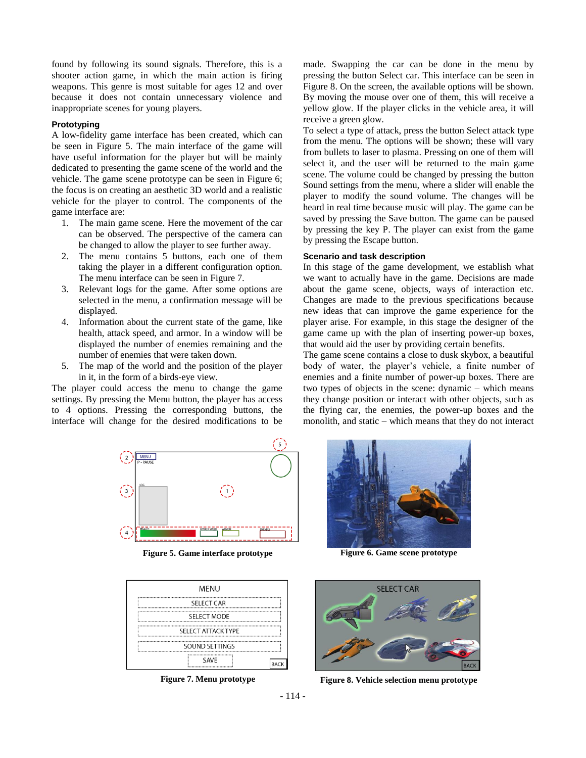found by following its sound signals. Therefore, this is a shooter action game, in which the main action is firing weapons. This genre is most suitable for ages 12 and over because it does not contain unnecessary violence and inappropriate scenes for young players.

### Prototyping

A low-fidelity game interface has been created, which can be seen in Figure 5. The main interface of the game will have useful information for the player but will be mainly dedicated to presenting the game scene of the world and the vehicle. The game scene prototype can be seen in Figure 6; the focus is on creating an aesthetic 3D world and a realistic vehicle for the player to control. The components of the game interface are:

1. The main game scene. Here the movement of the car can be observed. The perspective of the camera can be changed to allow the player to see further away.
2. The menu contains 5 buttons, each one of them taking the player in a different configuration option. The menu interface can be seen in Figure 7.
3. Relevant logs for the game. After some options are selected in the menu, a confirmation message will be displayed.
4. Information about the current state of the game, like health, attack speed, and armor. In a window will be displayed the number of enemies remaining and the number of enemies that were taken down.
5. The map of the world and the position of the player in it, in the form of a birds-eye view.

The player could access the menu to change the game settings. By pressing the Menu button, the player has access to 4 options. Pressing the corresponding buttons, the interface will change for the desired modifications to be made. Swapping the car can be done in the menu by pressing the button Select car. This interface can be seen in Figure 8. On the screen, the available options will be shown. By moving the mouse over one of them, this will receive a yellow glow. If the player clicks in the vehicle area, it will receive a green glow.

To select a type of attack, press the button Select attack type from the menu. The options will be shown; these will vary from bullets to laser to plasma. Pressing on one of them will select it, and the user will be returned to the main game scene. The volume could be changed by pressing the button Sound settings from the menu, where a slider will enable the player to modify the sound volume. The changes will be heard in real time because music will play. The game can be saved by pressing the Save button. The game can be paused by pressing the key P. The player can exist from the game by pressing the Escape button.

### Scenario and task description

In this stage of the game development, we establish what we want to actually have in the game. Decisions are made about the game scene, objects, ways of interaction etc. Changes are made to the previous specifications because new ideas that can improve the game experience for the player arise. For example, in this stage the designer of the game came up with the plan of inserting power-up boxes, that would aid the user by providing certain benefits.

The game scene contains a close to dusk skybox, a beautiful body of water, the player's vehicle, a finite number of enemies and a finite number of power-up boxes. There are two types of objects in the scene: dynamic – which means they change position or interact with other objects, such as the flying car, the enemies, the power-up boxes and the monolith, and static – which means that they do not interact

**Figure 5. Game interface prototype**

**Figure 6. Game scene prototype**

**Figure 7. Menu prototype**

**Figure 8. Vehicle selection menu prototype**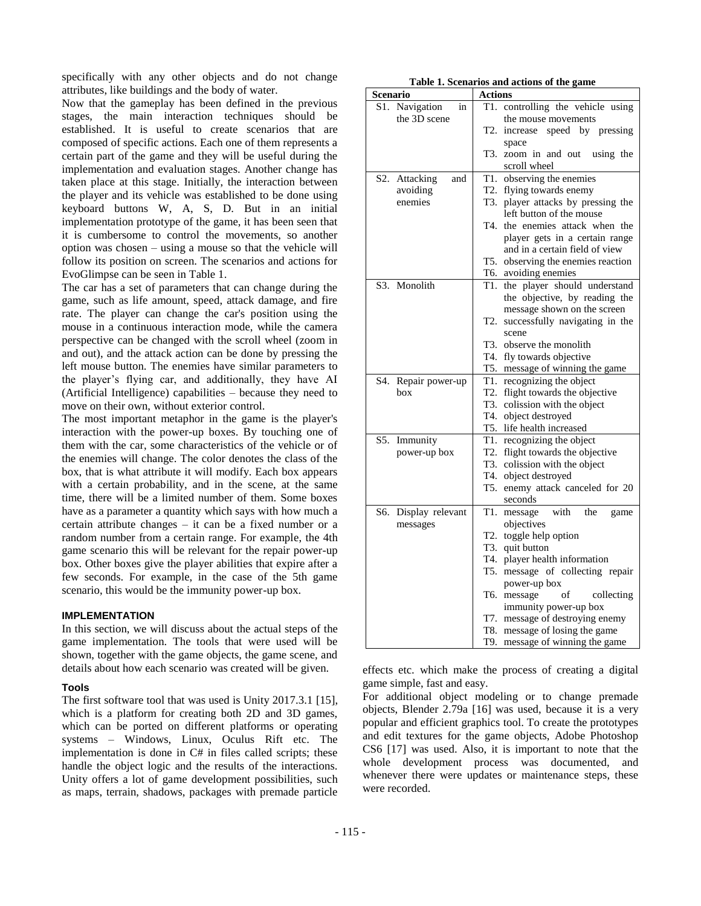specifically with any other objects and do not change attributes, like buildings and the body of water.

Now that the gameplay has been defined in the previous stages, the main interaction techniques should be established. It is useful to create scenarios that are composed of specific actions. Each one of them represents a certain part of the game and they will be useful during the implementation and evaluation stages. Another change has taken place at this stage. Initially, the interaction between the player and its vehicle was established to be done using keyboard buttons W, A, S, D. But in an initial implementation prototype of the game, it has been seen that it is cumbersome to control the movements, so another option was chosen – using a mouse so that the vehicle will follow its position on screen. The scenarios and actions for EvoGlimpse can be seen in Table 1.

The car has a set of parameters that can change during the game, such as life amount, speed, attack damage, and fire rate. The player can change the car's position using the mouse in a continuous interaction mode, while the camera perspective can be changed with the scroll wheel (zoom in and out), and the attack action can be done by pressing the left mouse button. The enemies have similar parameters to the player's flying car, and additionally, they have AI (Artificial Intelligence) capabilities – because they need to move on their own, without exterior control.

The most important metaphor in the game is the player's interaction with the power-up boxes. By touching one of them with the car, some characteristics of the vehicle or of the enemies will change. The color denotes the class of the box, that is what attribute it will modify. Each box appears with a certain probability, and in the scene, at the same time, there will be a limited number of them. Some boxes have as a parameter a quantity which says with how much a certain attribute changes – it can be a fixed number or a random number from a certain range. For example, the 4th game scenario this will be relevant for the repair power-up box. Other boxes give the player abilities that expire after a few seconds. For example, in the case of the 5th game scenario, this would be the immunity power-up box.

**Table 1. Scenarios and actions of the game**

| Scenario | Actions |
|---|---|
| S1. Navigation in the 3D scene | T1. controlling the vehicle using the mouse movements<br>T2. increase speed by pressing space<br>T3. zoom in and out using the scroll wheel |
| S2. Attacking and avoiding enemies | T1. observing the enemies<br>T2. flying towards enemy<br>T3. player attacks by pressing the left button of the mouse<br>T4. the enemies attack when the player gets in a certain range and in a certain field of view<br>T5. observing the enemies reaction<br>T6. avoiding enemies |
| S3. Monolith | T1. the player should understand the objective, by reading the message shown on the screen<br>T2. successfully navigating in the scene<br>T3. observe the monolith<br>T4. fly towards objective<br>T5. message of winning the game |
| S4. Repair power-up box | T1. recognizing the object<br>T2. flight towards the objective<br>T3. colission with the object<br>T4. object destroyed<br>T5. life health increased |
| S5. Immunity power-up box | T1. recognizing the object<br>T2. flight towards the objective<br>T3. colission with the object<br>T4. object destroyed<br>T5. enemy attack canceled for 20 seconds |
| S6. Display relevant messages | T1. message with the game objectives<br>T2. toggle help option<br>T3. quit button<br>T4. player health information<br>T5. message of collecting repair power-up box<br>T6. message of collecting immunity power-up box<br>T7. message of destroying enemy<br>T8. message of losing the game<br>T9. message of winning the game |

## IMPLEMENTATION

In this section, we will discuss about the actual steps of the game implementation. The tools that were used will be shown, together with the game objects, the game scene, and details about how each scenario was created will be given.

### Tools

The first software tool that was used is Unity 2017.3.1 [15], which is a platform for creating both 2D and 3D games, which can be ported on different platforms or operating systems – Windows, Linux, Oculus Rift etc. The implementation is done in C# in files called scripts; these handle the object logic and the results of the interactions. Unity offers a lot of game development possibilities, such as maps, terrain, shadows, packages with premade particle effects etc. which make the process of creating a digital game simple, fast and easy.

For additional object modeling or to change premade objects, Blender 2.79a [16] was used, because it is a very popular and efficient graphics tool. To create the prototypes and edit textures for the game objects, Adobe Photoshop CS6 [17] was used. Also, it is important to note that the whole development process was documented, and whenever there were updates or maintenance steps, these were recorded.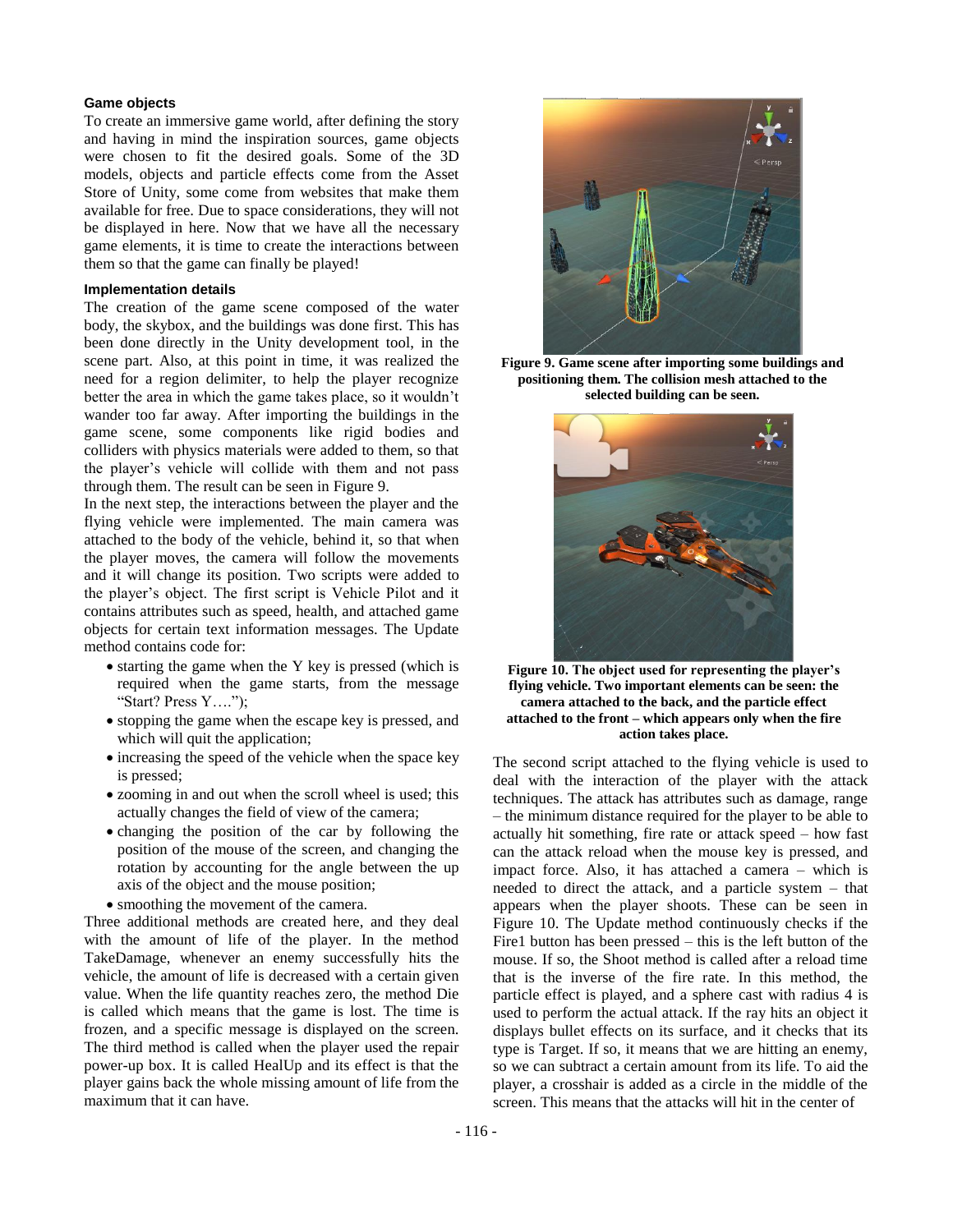### Game objects

To create an immersive game world, after defining the story and having in mind the inspiration sources, game objects were chosen to fit the desired goals. Some of the 3D models, objects and particle effects come from the Asset Store of Unity, some come from websites that make them available for free. Due to space considerations, they will not be displayed in here. Now that we have all the necessary game elements, it is time to create the interactions between them so that the game can finally be played!

### Implementation details

The creation of the game scene composed of the water body, the skybox, and the buildings was done first. This has been done directly in the Unity development tool, in the scene part. Also, at this point in time, it was realized the need for a region delimiter, to help the player recognize better the area in which the game takes place, so it wouldn't wander too far away. After importing the buildings in the game scene, some components like rigid bodies and colliders with physics materials were added to them, so that the player's vehicle will collide with them and not pass through them. The result can be seen in Figure 9.

In the next step, the interactions between the player and the flying vehicle were implemented. The main camera was attached to the body of the vehicle, behind it, so that when the player moves, the camera will follow the movements and it will change its position. Two scripts were added to the player's object. The first script is Vehicle Pilot and it contains attributes such as speed, health, and attached game objects for certain text information messages. The Update method contains code for:

- starting the game when the Y key is pressed (which is required when the game starts, from the message "Start? Press Y….");
- stopping the game when the escape key is pressed, and which will quit the application;
- increasing the speed of the vehicle when the space key is pressed;
- zooming in and out when the scroll wheel is used; this actually changes the field of view of the camera;
- changing the position of the car by following the position of the mouse of the screen, and changing the rotation by accounting for the angle between the up axis of the object and the mouse position;
- smoothing the movement of the camera.

Three additional methods are created here, and they deal with the amount of life of the player. In the method TakeDamage, whenever an enemy successfully hits the vehicle, the amount of life is decreased with a certain given value. When the life quantity reaches zero, the method Die is called which means that the game is lost. The time is frozen, and a specific message is displayed on the screen. The third method is called when the player used the repair power-up box. It is called HealUp and its effect is that the player gains back the whole missing amount of life from the maximum that it can have.

**Figure 9. Game scene after importing some buildings and positioning them. The collision mesh attached to the selected building can be seen.**

**Figure 10. The object used for representing the player's flying vehicle. Two important elements can be seen: the camera attached to the back, and the particle effect attached to the front – which appears only when the fire action takes place.**

The second script attached to the flying vehicle is used to deal with the interaction of the player with the attack techniques. The attack has attributes such as damage, range – the minimum distance required for the player to be able to actually hit something, fire rate or attack speed – how fast can the attack reload when the mouse key is pressed, and impact force. Also, it has attached a camera – which is needed to direct the attack, and a particle system – that appears when the player shoots. These can be seen in Figure 10. The Update method continuously checks if the Fire1 button has been pressed – this is the left button of the mouse. If so, the Shoot method is called after a reload time that is the inverse of the fire rate. In this method, the particle effect is played, and a sphere cast with radius 4 is used to perform the actual attack. If the ray hits an object it displays bullet effects on its surface, and it checks that its type is Target. If so, it means that we are hitting an enemy, so we can subtract a certain amount from its life. To aid the player, a crosshair is added as a circle in the middle of the screen. This means that the attacks will hit in the center of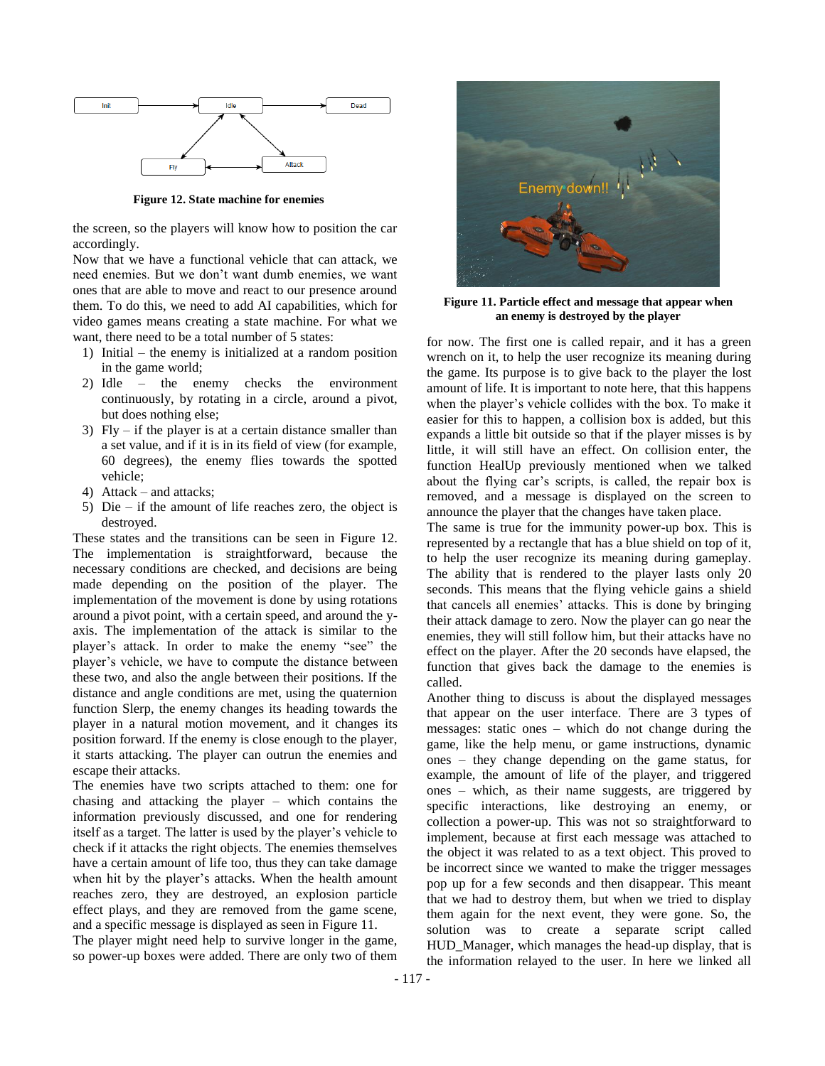Figure 12. State machine for enemies

the screen, so the players will know how to position the car accordingly.

Now that we have a functional vehicle that can attack, we need enemies. But we don't want dumb enemies, we want ones that are able to move and react to our presence around them. To do this, we need to add AI capabilities, which for video games means creating a state machine. For what we want, there need to be a total number of 5 states:

1) Initial – the enemy is initialized at a random position in the game world;
2) Idle – the enemy checks the environment continuously, by rotating in a circle, around a pivot, but does nothing else;
3) Fly – if the player is at a certain distance smaller than a set value, and if it is in its field of view (for example, 60 degrees), the enemy flies towards the spotted vehicle;
4) Attack – and attacks;
5) Die – if the amount of life reaches zero, the object is destroyed.

These states and the transitions can be seen in Figure 12. The implementation is straightforward, because the necessary conditions are checked, and decisions are being made depending on the position of the player. The implementation of the movement is done by using rotations around a pivot point, with a certain speed, and around the y-axis. The implementation of the attack is similar to the player's attack. In order to make the enemy "see" the player's vehicle, we have to compute the distance between these two, and also the angle between their positions. If the distance and angle conditions are met, using the quaternion function Slerp, the enemy changes its heading towards the player in a natural motion movement, and it changes its position forward. If the enemy is close enough to the player, it starts attacking. The player can outrun the enemies and escape their attacks.

The enemies have two scripts attached to them: one for chasing and attacking the player – which contains the information previously discussed, and one for rendering itself as a target. The latter is used by the player's vehicle to check if it attacks the right objects. The enemies themselves have a certain amount of life too, thus they can take damage when hit by the player's attacks. When the health amount reaches zero, they are destroyed, an explosion particle effect plays, and they are removed from the game scene, and a specific message is displayed as seen in Figure 11.

The player might need help to survive longer in the game, so power-up boxes were added. There are only two of them for now. The first one is called repair, and it has a green wrench on it, to help the user recognize its meaning during the game. Its purpose is to give back to the player the lost amount of life. It is important to note here, that this happens when the player's vehicle collides with the box. To make it easier for this to happen, a collision box is added, but this expands a little bit outside so that if the player misses is by little, it will still have an effect. On collision enter, the function HealUp previously mentioned when we talked about the flying car's scripts, is called, the repair box is removed, and a message is displayed on the screen to announce the player that the changes have taken place.

Figure 11. Particle effect and message that appear when an enemy is destroyed by the player

The same is true for the immunity power-up box. This is represented by a rectangle that has a blue shield on top of it, to help the user recognize its meaning during gameplay. The ability that is rendered to the player lasts only 20 seconds. This means that the flying vehicle gains a shield that cancels all enemies' attacks. This is done by bringing their attack damage to zero. Now the player can go near the enemies, they will still follow him, but their attacks have no effect on the player. After the 20 seconds have elapsed, the function that gives back the damage to the enemies is called.

Another thing to discuss is about the displayed messages that appear on the user interface. There are 3 types of messages: static ones – which do not change during the game, like the help menu, or game instructions, dynamic ones – they change depending on the game status, for example, the amount of life of the player, and triggered ones – which, as their name suggests, are triggered by specific interactions, like destroying an enemy, or collection a power-up. This was not so straightforward to implement, because at first each message was attached to the object it was related to as a text object. This proved to be incorrect since we wanted to make the trigger messages pop up for a few seconds and then disappear. This meant that we had to destroy them, but when we tried to display them again for the next event, they were gone. So, the solution was to create a separate script called HUD_Manager, which manages the head-up display, that is the information relayed to the user. In here we linked all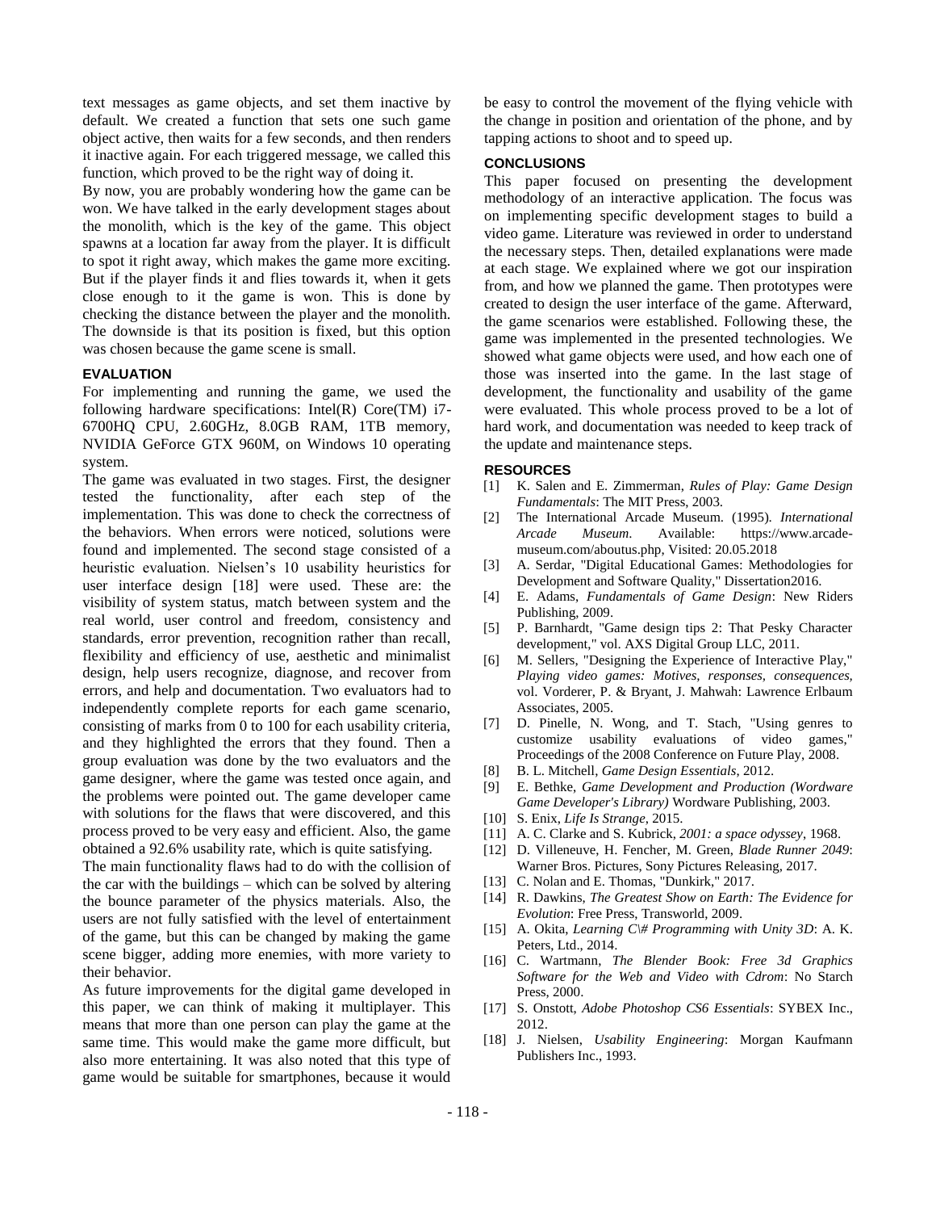text messages as game objects, and set them inactive by default. We created a function that sets one such game object active, then waits for a few seconds, and then renders it inactive again. For each triggered message, we called this function, which proved to be the right way of doing it.

By now, you are probably wondering how the game can be won. We have talked in the early development stages about the monolith, which is the key of the game. This object spawns at a location far away from the player. It is difficult to spot it right away, which makes the game more exciting. But if the player finds it and flies towards it, when it gets close enough to it the game is won. This is done by checking the distance between the player and the monolith. The downside is that its position is fixed, but this option was chosen because the game scene is small.

## EVALUATION

For implementing and running the game, we used the following hardware specifications: Intel(R) Core(TM) i7-6700HQ CPU, 2.60GHz, 8.0GB RAM, 1TB memory, NVIDIA GeForce GTX 960M, on Windows 10 operating system.

The game was evaluated in two stages. First, the designer tested the functionality, after each step of the implementation. This was done to check the correctness of the behaviors. When errors were noticed, solutions were found and implemented. The second stage consisted of a heuristic evaluation. Nielsen's 10 usability heuristics for user interface design [18] were used. These are: the visibility of system status, match between system and the real world, user control and freedom, consistency and standards, error prevention, recognition rather than recall, flexibility and efficiency of use, aesthetic and minimalist design, help users recognize, diagnose, and recover from errors, and help and documentation. Two evaluators had to independently complete reports for each game scenario, consisting of marks from 0 to 100 for each usability criteria, and they highlighted the errors that they found. Then a group evaluation was done by the two evaluators and the game designer, where the game was tested once again, and the problems were pointed out. The game developer came with solutions for the flaws that were discovered, and this process proved to be very easy and efficient. Also, the game obtained a 92.6% usability rate, which is quite satisfying.

The main functionality flaws had to do with the collision of the car with the buildings – which can be solved by altering the bounce parameter of the physics materials. Also, the users are not fully satisfied with the level of entertainment of the game, but this can be changed by making the game scene bigger, adding more enemies, with more variety to their behavior.

As future improvements for the digital game developed in this paper, we can think of making it multiplayer. This means that more than one person can play the game at the same time. This would make the game more difficult, but also more entertaining. It was also noted that this type of game would be suitable for smartphones, because it would be easy to control the movement of the flying vehicle with the change in position and orientation of the phone, and by tapping actions to shoot and to speed up.

## CONCLUSIONS

This paper focused on presenting the development methodology of an interactive application. The focus was on implementing specific development stages to build a video game. Literature was reviewed in order to understand the necessary steps. Then, detailed explanations were made at each stage. We explained where we got our inspiration from, and how we planned the game. Then prototypes were created to design the user interface of the game. Afterward, the game scenarios were established. Following these, the game was implemented in the presented technologies. We showed what game objects were used, and how each one of those was inserted into the game. In the last stage of development, the functionality and usability of the game were evaluated. This whole process proved to be a lot of hard work, and documentation was needed to keep track of the update and maintenance steps.

## RESOURCES

[1] K. Salen and E. Zimmerman, *Rules of Play: Game Design Fundamentals*: The MIT Press, 2003.

[2] The International Arcade Museum. (1995). *International Arcade Museum*. Available: https://www.arcade-museum.com/aboutus.php, Visited: 20.05.2018

[3] A. Serdar, "Digital Educational Games: Methodologies for Development and Software Quality," Dissertation2016.

[4] E. Adams, *Fundamentals of Game Design*: New Riders Publishing, 2009.

[5] P. Barnhardt, "Game design tips 2: That Pesky Character development," vol. AXS Digital Group LLC, 2011.

[6] M. Sellers, "Designing the Experience of Interactive Play," *Playing video games: Motives, responses, consequences*, vol. Vorderer, P. & Bryant, J. Mahwah: Lawrence Erlbaum Associates, 2005.

[7] D. Pinelle, N. Wong, and T. Stach, "Using genres to customize usability evaluations of video games," Proceedings of the 2008 Conference on Future Play, 2008.

[8] B. L. Mitchell, *Game Design Essentials*, 2012.

[9] E. Bethke, *Game Development and Production (Wordware Game Developer's Library)* Wordware Publishing, 2003.

[10] S. Enix, *Life Is Strange*, 2015.

[11] A. C. Clarke and S. Kubrick, *2001: a space odyssey*, 1968.

[12] D. Villeneuve, H. Fencher, M. Green, *Blade Runner 2049*: Warner Bros. Pictures, Sony Pictures Releasing, 2017.

[13] C. Nolan and E. Thomas, "Dunkirk," 2017.

[14] R. Dawkins, *The Greatest Show on Earth: The Evidence for Evolution*: Free Press, Transworld, 2009.

[15] A. Okita, *Learning C\# Programming with Unity 3D*: A. K. Peters, Ltd., 2014.

[16] C. Wartmann, *The Blender Book: Free 3d Graphics Software for the Web and Video with Cdrom*: No Starch Press, 2000.

[17] S. Onstott, *Adobe Photoshop CS6 Essentials*: SYBEX Inc., 2012.

[18] J. Nielsen, *Usability Engineering*: Morgan Kaufmann Publishers Inc., 1993.